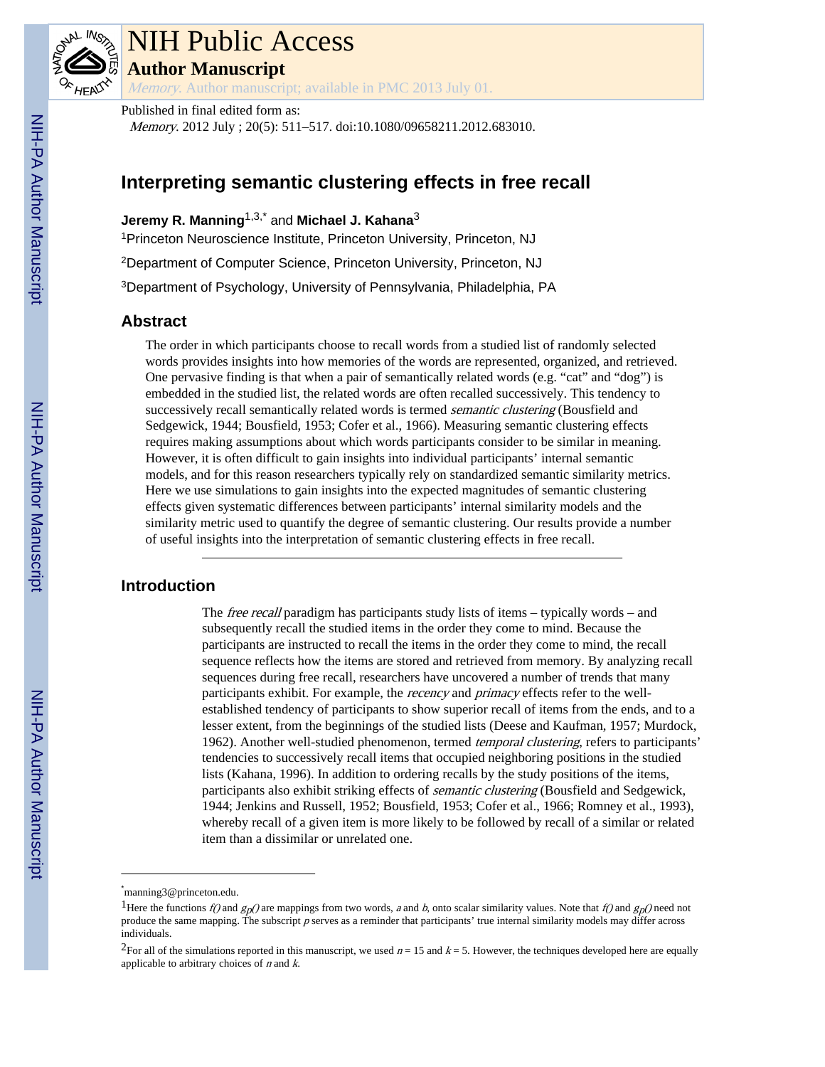NIH Public Access

**Author Manuscript**

*Memory*. Author manuscript; available in PMC 2013 July 01.

Published in final edited form as:

*Memory*. 2012 July ; 20(5): 511–517. doi:10.1080/09658211.2012.683010.

# Interpreting semantic clustering effects in free recall

**Jeremy R. Manning**[1,3,*] and **Michael J. Kahana**[3]

[1]Princeton Neuroscience Institute, Princeton University, Princeton, NJ

[2]Department of Computer Science, Princeton University, Princeton, NJ

[3]Department of Psychology, University of Pennsylvania, Philadelphia, PA

## Abstract

The order in which participants choose to recall words from a studied list of randomly selected words provides insights into how memories of the words are represented, organized, and retrieved. One pervasive finding is that when a pair of semantically related words (e.g. "cat" and "dog") is embedded in the studied list, the related words are often recalled successively. This tendency to successively recall semantically related words is termed *semantic clustering* (Bousfield and Sedgewick, 1944; Bousfield, 1953; Cofer et al., 1966). Measuring semantic clustering effects requires making assumptions about which words participants consider to be similar in meaning. However, it is often difficult to gain insights into individual participants' internal semantic models, and for this reason researchers typically rely on standardized semantic similarity metrics. Here we use simulations to gain insights into the expected magnitudes of semantic clustering effects given systematic differences between participants' internal similarity models and the similarity metric used to quantify the degree of semantic clustering. Our results provide a number of useful insights into the interpretation of semantic clustering effects in free recall.

## Introduction

The *free recall* paradigm has participants study lists of items – typically words – and subsequently recall the studied items in the order they come to mind. Because the participants are instructed to recall the items in the order they come to mind, the recall sequence reflects how the items are stored and retrieved from memory. By analyzing recall sequences during free recall, researchers have uncovered a number of trends that many participants exhibit. For example, the *recency* and *primacy* effects refer to the well-established tendency of participants to show superior recall of items from the ends, and to a lesser extent, from the beginnings of the studied lists (Deese and Kaufman, 1957; Murdock, 1962). Another well-studied phenomenon, termed *temporal clustering*, refers to participants' tendencies to successively recall items that occupied neighboring positions in the studied lists (Kahana, 1996). In addition to ordering recalls by the study positions of the items, participants also exhibit striking effects of *semantic clustering* (Bousfield and Sedgewick, 1944; Jenkins and Russell, 1952; Bousfield, 1953; Cofer et al., 1966; Romney et al., 1993), whereby recall of a given item is more likely to be followed by recall of a similar or related item than a dissimilar or unrelated one.

---

*manning3@princeton.edu.

[1]Here the functions $f()$ and $g_p()$ are mappings from two words, $a$ and $b$, onto scalar similarity values. Note that $f()$ and $g_p()$ need not produce the same mapping. The subscript $p$ serves as a reminder that participants' true internal similarity models may differ across individuals.

[2]For all of the simulations reported in this manuscript, we used $n = 15$ and $k = 5$. However, the techniques developed here are equally applicable to arbitrary choices of $n$ and $k$.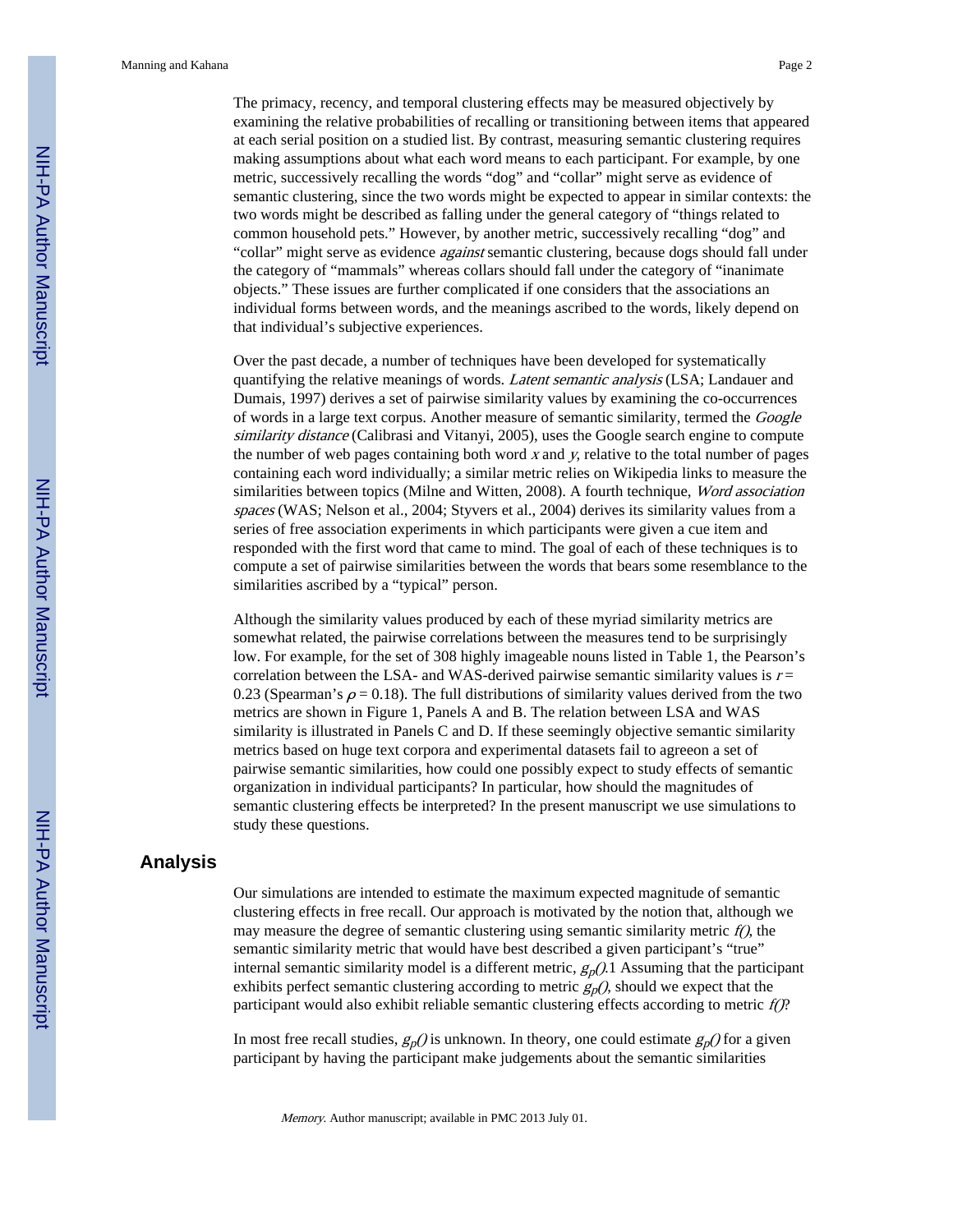The primacy, recency, and temporal clustering effects may be measured objectively by examining the relative probabilities of recalling or transitioning between items that appeared at each serial position on a studied list. By contrast, measuring semantic clustering requires making assumptions about what each word means to each participant. For example, by one metric, successively recalling the words "dog" and "collar" might serve as evidence of semantic clustering, since the two words might be expected to appear in similar contexts: the two words might be described as falling under the general category of "things related to common household pets." However, by another metric, successively recalling "dog" and "collar" might serve as evidence *against* semantic clustering, because dogs should fall under the category of "mammals" whereas collars should fall under the category of "inanimate objects." These issues are further complicated if one considers that the associations an individual forms between words, and the meanings ascribed to the words, likely depend on that individual's subjective experiences.

Over the past decade, a number of techniques have been developed for systematically quantifying the relative meanings of words. *Latent semantic analysis* (LSA; Landauer and Dumais, 1997) derives a set of pairwise similarity values by examining the co-occurrences of words in a large text corpus. Another measure of semantic similarity, termed the *Google similarity distance* (Calibrasi and Vitanyi, 2005), uses the Google search engine to compute the number of web pages containing both word $x$ and $y$, relative to the total number of pages containing each word individually; a similar metric relies on Wikipedia links to measure the similarities between topics (Milne and Witten, 2008). A fourth technique, *Word association spaces* (WAS; Nelson et al., 2004; Styvers et al., 2004) derives its similarity values from a series of free association experiments in which participants were given a cue item and responded with the first word that came to mind. The goal of each of these techniques is to compute a set of pairwise similarities between the words that bears some resemblance to the similarities ascribed by a "typical" person.

Although the similarity values produced by each of these myriad similarity metrics are somewhat related, the pairwise correlations between the measures tend to be surprisingly low. For example, for the set of 308 highly imageable nouns listed in Table 1, the Pearson's correlation between the LSA- and WAS-derived pairwise semantic similarity values is $r = 0.23$ (Spearman's $\rho = 0.18$). The full distributions of similarity values derived from the two metrics are shown in Figure 1, Panels A and B. The relation between LSA and WAS similarity is illustrated in Panels C and D. If these seemingly objective semantic similarity metrics based on huge text corpora and experimental datasets fail to agreeon a set of pairwise semantic similarities, how could one possibly expect to study effects of semantic organization in individual participants? In particular, how should the magnitudes of semantic clustering effects be interpreted? In the present manuscript we use simulations to study these questions.

## Analysis

Our simulations are intended to estimate the maximum expected magnitude of semantic clustering effects in free recall. Our approach is motivated by the notion that, although we may measure the degree of semantic clustering using semantic similarity metric $f()$, the semantic similarity metric that would have best described a given participant's "true" internal semantic similarity model is a different metric, $g_p()$.[1] Assuming that the participant exhibits perfect semantic clustering according to metric $g_p()$, should we expect that the participant would also exhibit reliable semantic clustering effects according to metric $f()$?

In most free recall studies, $g_p()$ is unknown. In theory, one could estimate $g_p()$ for a given participant by having the participant make judgements about the semantic similarities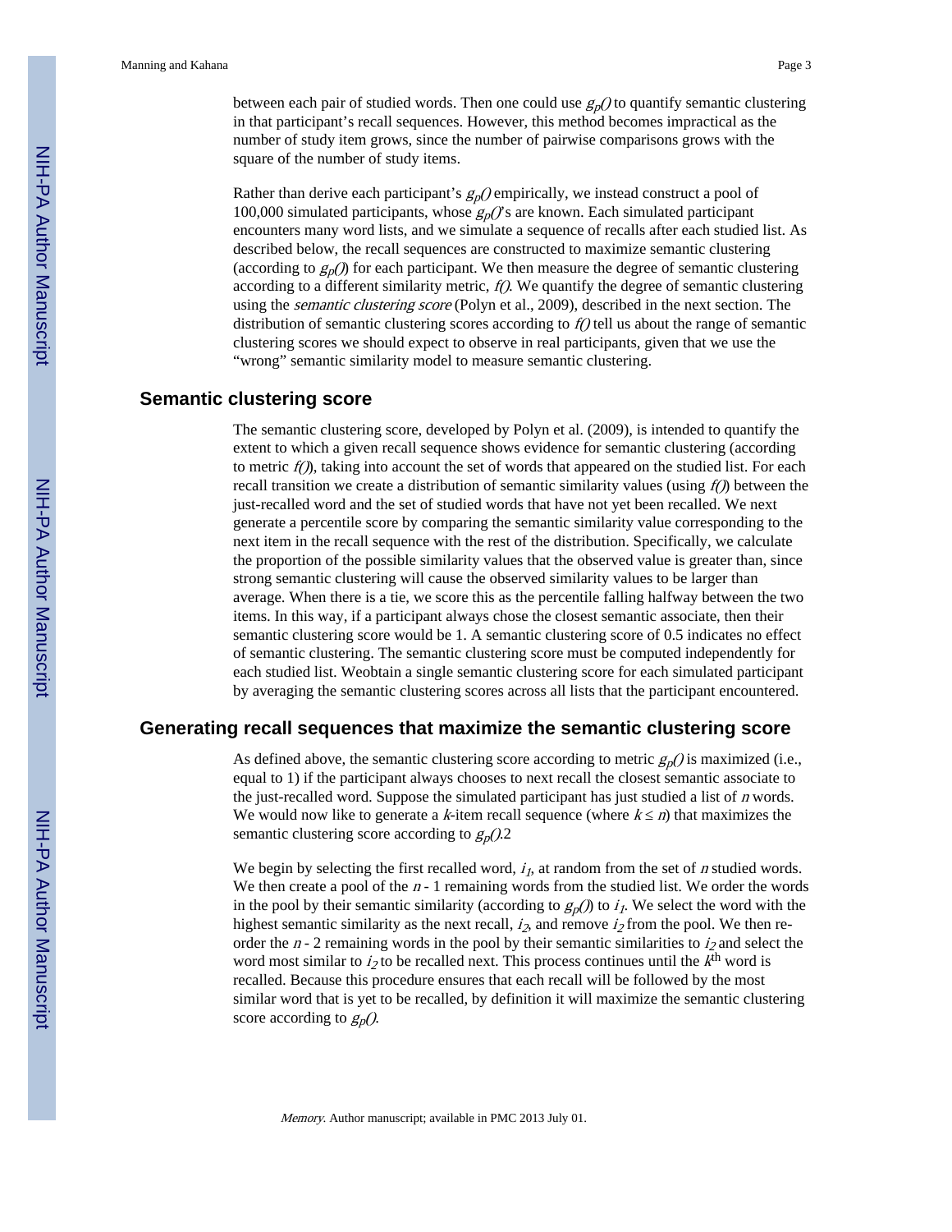between each pair of studied words. Then one could use $g_p()$ to quantify semantic clustering in that participant's recall sequences. However, this method becomes impractical as the number of study item grows, since the number of pairwise comparisons grows with the square of the number of study items.

Rather than derive each participant's $g_p()$ empirically, we instead construct a pool of 100,000 simulated participants, whose $g_p()$'s are known. Each simulated participant encounters many word lists, and we simulate a sequence of recalls after each studied list. As described below, the recall sequences are constructed to maximize semantic clustering (according to $g_p()$) for each participant. We then measure the degree of semantic clustering according to a different similarity metric, $f()$. We quantify the degree of semantic clustering using the *semantic clustering score* (Polyn et al., 2009), described in the next section. The distribution of semantic clustering scores according to $f()$ tell us about the range of semantic clustering scores we should expect to observe in real participants, given that we use the "wrong" semantic similarity model to measure semantic clustering.

## Semantic clustering score

The semantic clustering score, developed by Polyn et al. (2009), is intended to quantify the extent to which a given recall sequence shows evidence for semantic clustering (according to metric $f()$), taking into account the set of words that appeared on the studied list. For each recall transition we create a distribution of semantic similarity values (using $f()$) between the just-recalled word and the set of studied words that have not yet been recalled. We next generate a percentile score by comparing the semantic similarity value corresponding to the next item in the recall sequence with the rest of the distribution. Specifically, we calculate the proportion of the possible similarity values that the observed value is greater than, since strong semantic clustering will cause the observed similarity values to be larger than average. When there is a tie, we score this as the percentile falling halfway between the two items. In this way, if a participant always chose the closest semantic associate, then their semantic clustering score would be 1. A semantic clustering score of 0.5 indicates no effect of semantic clustering. The semantic clustering score must be computed independently for each studied list. Weobtain a single semantic clustering score for each simulated participant by averaging the semantic clustering scores across all lists that the participant encountered.

## Generating recall sequences that maximize the semantic clustering score

As defined above, the semantic clustering score according to metric $g_p()$ is maximized (i.e., equal to 1) if the participant always chooses to next recall the closest semantic associate to the just-recalled word. Suppose the simulated participant has just studied a list of $n$ words. We would now like to generate a $k$-item recall sequence (where $k \leq n$) that maximizes the semantic clustering score according to $g_p()$.[2]

We begin by selecting the first recalled word, $i_1$, at random from the set of $n$ studied words. We then create a pool of the $n$ - 1 remaining words from the studied list. We order the words in the pool by their semantic similarity (according to $g_p()$) to $i_1$. We select the word with the highest semantic similarity as the next recall, $i_2$, and remove $i_2$ from the pool. We then re-order the $n$ - 2 remaining words in the pool by their semantic similarities to $i_2$ and select the word most similar to $i_2$ to be recalled next. This process continues until the $k^{\text{th}}$ word is recalled. Because this procedure ensures that each recall will be followed by the most similar word that is yet to be recalled, by definition it will maximize the semantic clustering score according to $g_p()$.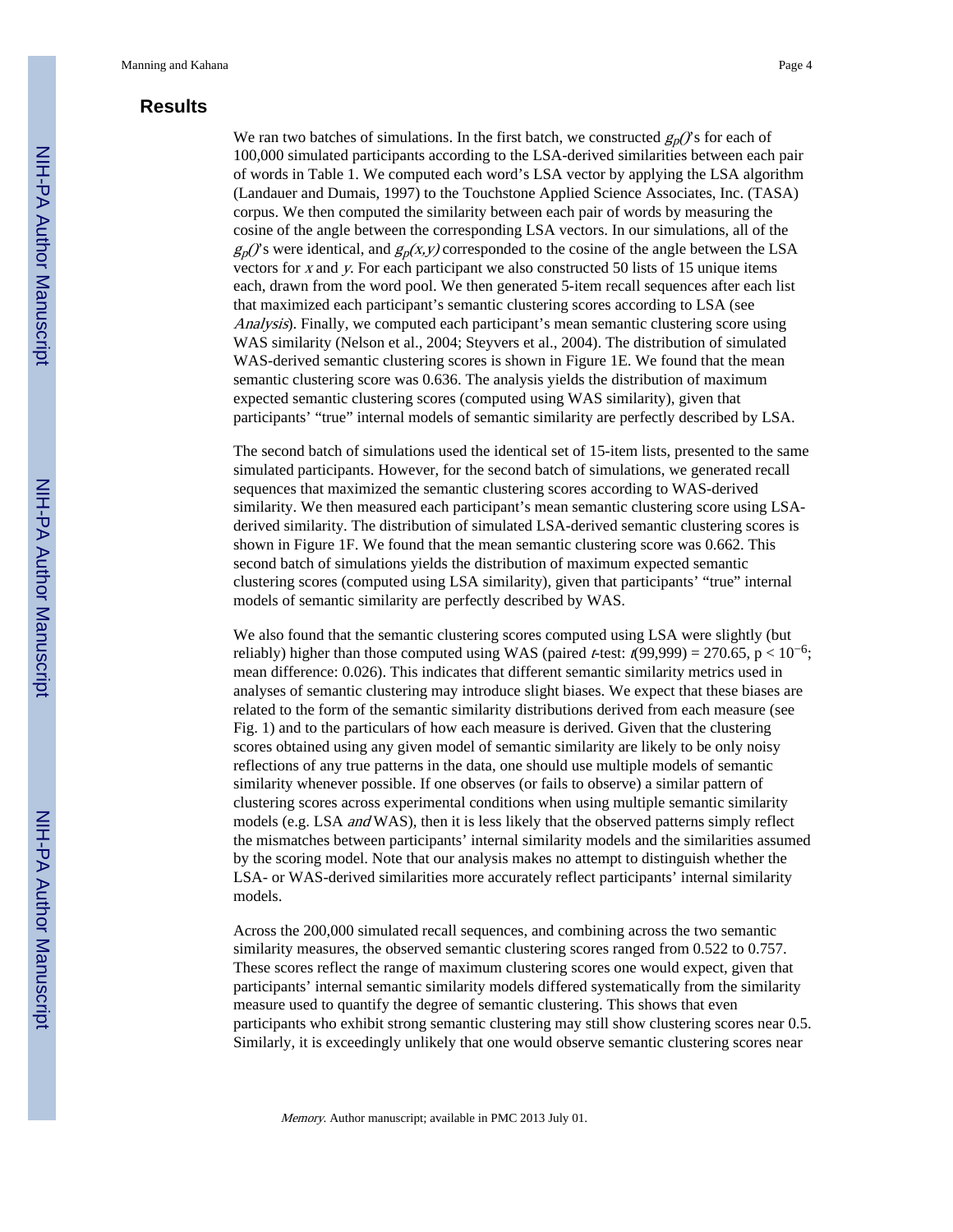## Results

We ran two batches of simulations. In the first batch, we constructed $g_p()$'s for each of 100,000 simulated participants according to the LSA-derived similarities between each pair of words in Table 1. We computed each word's LSA vector by applying the LSA algorithm (Landauer and Dumais, 1997) to the Touchstone Applied Science Associates, Inc. (TASA) corpus. We then computed the similarity between each pair of words by measuring the cosine of the angle between the corresponding LSA vectors. In our simulations, all of the $g_p()$'s were identical, and $g_p(x,y)$ corresponded to the cosine of the angle between the LSA vectors for $x$ and $y$. For each participant we also constructed 50 lists of 15 unique items each, drawn from the word pool. We then generated 5-item recall sequences after each list that maximized each participant's semantic clustering scores according to LSA (see *Analysis*). Finally, we computed each participant's mean semantic clustering score using WAS similarity (Nelson et al., 2004; Steyvers et al., 2004). The distribution of simulated WAS-derived semantic clustering scores is shown in Figure 1E. We found that the mean semantic clustering score was 0.636. The analysis yields the distribution of maximum expected semantic clustering scores (computed using WAS similarity), given that participants' "true" internal models of semantic similarity are perfectly described by LSA.

The second batch of simulations used the identical set of 15-item lists, presented to the same simulated participants. However, for the second batch of simulations, we generated recall sequences that maximized the semantic clustering scores according to WAS-derived similarity. We then measured each participant's mean semantic clustering score using LSA-derived similarity. The distribution of simulated LSA-derived semantic clustering scores is shown in Figure 1F. We found that the mean semantic clustering score was 0.662. This second batch of simulations yields the distribution of maximum expected semantic clustering scores (computed using LSA similarity), given that participants' "true" internal models of semantic similarity are perfectly described by WAS.

We also found that the semantic clustering scores computed using LSA were slightly (but reliably) higher than those computed using WAS (paired $t$-test: $t(99,999) = 270.65$, $p < 10^{-6}$; mean difference: 0.026). This indicates that different semantic similarity metrics used in analyses of semantic clustering may introduce slight biases. We expect that these biases are related to the form of the semantic similarity distributions derived from each measure (see Fig. 1) and to the particulars of how each measure is derived. Given that the clustering scores obtained using any given model of semantic similarity are likely to be only noisy reflections of any true patterns in the data, one should use multiple models of semantic similarity whenever possible. If one observes (or fails to observe) a similar pattern of clustering scores across experimental conditions when using multiple semantic similarity models (e.g. LSA *and* WAS), then it is less likely that the observed patterns simply reflect the mismatches between participants' internal similarity models and the similarities assumed by the scoring model. Note that our analysis makes no attempt to distinguish whether the LSA- or WAS-derived similarities more accurately reflect participants' internal similarity models.

Across the 200,000 simulated recall sequences, and combining across the two semantic similarity measures, the observed semantic clustering scores ranged from 0.522 to 0.757. These scores reflect the range of maximum clustering scores one would expect, given that participants' internal semantic similarity models differed systematically from the similarity measure used to quantify the degree of semantic clustering. This shows that even participants who exhibit strong semantic clustering may still show clustering scores near 0.5. Similarly, it is exceedingly unlikely that one would observe semantic clustering scores near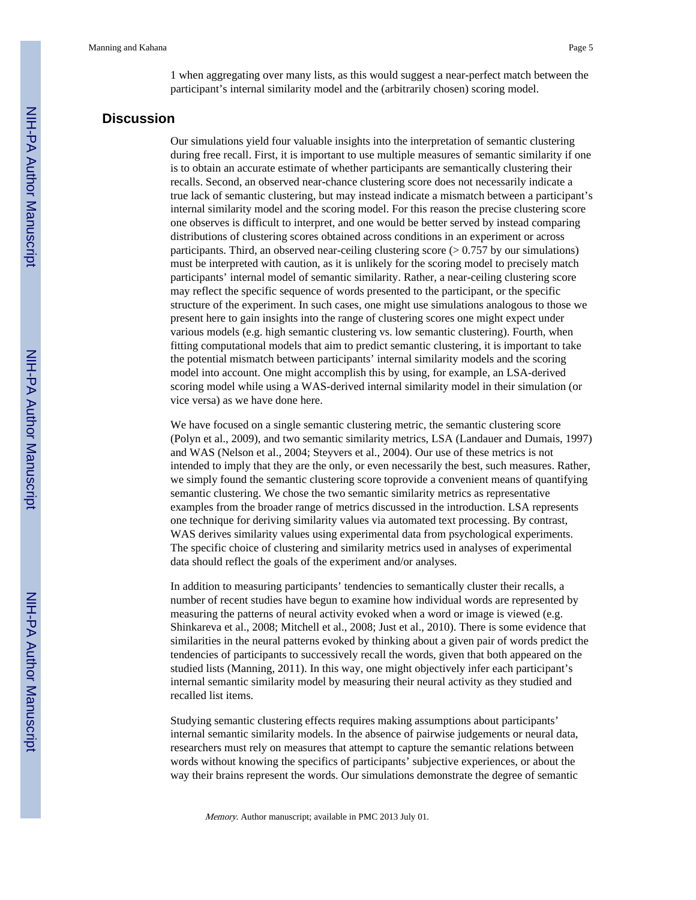1 when aggregating over many lists, as this would suggest a near-perfect match between the participant's internal similarity model and the (arbitrarily chosen) scoring model.

## Discussion

Our simulations yield four valuable insights into the interpretation of semantic clustering during free recall. First, it is important to use multiple measures of semantic similarity if one is to obtain an accurate estimate of whether participants are semantically clustering their recalls. Second, an observed near-chance clustering score does not necessarily indicate a true lack of semantic clustering, but may instead indicate a mismatch between a participant's internal similarity model and the scoring model. For this reason the precise clustering score one observes is difficult to interpret, and one would be better served by instead comparing distributions of clustering scores obtained across conditions in an experiment or across participants. Third, an observed near-ceiling clustering score (> 0.757 by our simulations) must be interpreted with caution, as it is unlikely for the scoring model to precisely match participants' internal model of semantic similarity. Rather, a near-ceiling clustering score may reflect the specific sequence of words presented to the participant, or the specific structure of the experiment. In such cases, one might use simulations analogous to those we present here to gain insights into the range of clustering scores one might expect under various models (e.g. high semantic clustering vs. low semantic clustering). Fourth, when fitting computational models that aim to predict semantic clustering, it is important to take the potential mismatch between participants' internal similarity models and the scoring model into account. One might accomplish this by using, for example, an LSA-derived scoring model while using a WAS-derived internal similarity model in their simulation (or vice versa) as we have done here.

We have focused on a single semantic clustering metric, the semantic clustering score (Polyn et al., 2009), and two semantic similarity metrics, LSA (Landauer and Dumais, 1997) and WAS (Nelson et al., 2004; Steyvers et al., 2004). Our use of these metrics is not intended to imply that they are the only, or even necessarily the best, such measures. Rather, we simply found the semantic clustering score toprovide a convenient means of quantifying semantic clustering. We chose the two semantic similarity metrics as representative examples from the broader range of metrics discussed in the introduction. LSA represents one technique for deriving similarity values via automated text processing. By contrast, WAS derives similarity values using experimental data from psychological experiments. The specific choice of clustering and similarity metrics used in analyses of experimental data should reflect the goals of the experiment and/or analyses.

In addition to measuring participants' tendencies to semantically cluster their recalls, a number of recent studies have begun to examine how individual words are represented by measuring the patterns of neural activity evoked when a word or image is viewed (e.g. Shinkareva et al., 2008; Mitchell et al., 2008; Just et al., 2010). There is some evidence that similarities in the neural patterns evoked by thinking about a given pair of words predict the tendencies of participants to successively recall the words, given that both appeared on the studied lists (Manning, 2011). In this way, one might objectively infer each participant's internal semantic similarity model by measuring their neural activity as they studied and recalled list items.

Studying semantic clustering effects requires making assumptions about participants' internal semantic similarity models. In the absence of pairwise judgements or neural data, researchers must rely on measures that attempt to capture the semantic relations between words without knowing the specifics of participants' subjective experiences, or about the way their brains represent the words. Our simulations demonstrate the degree of semantic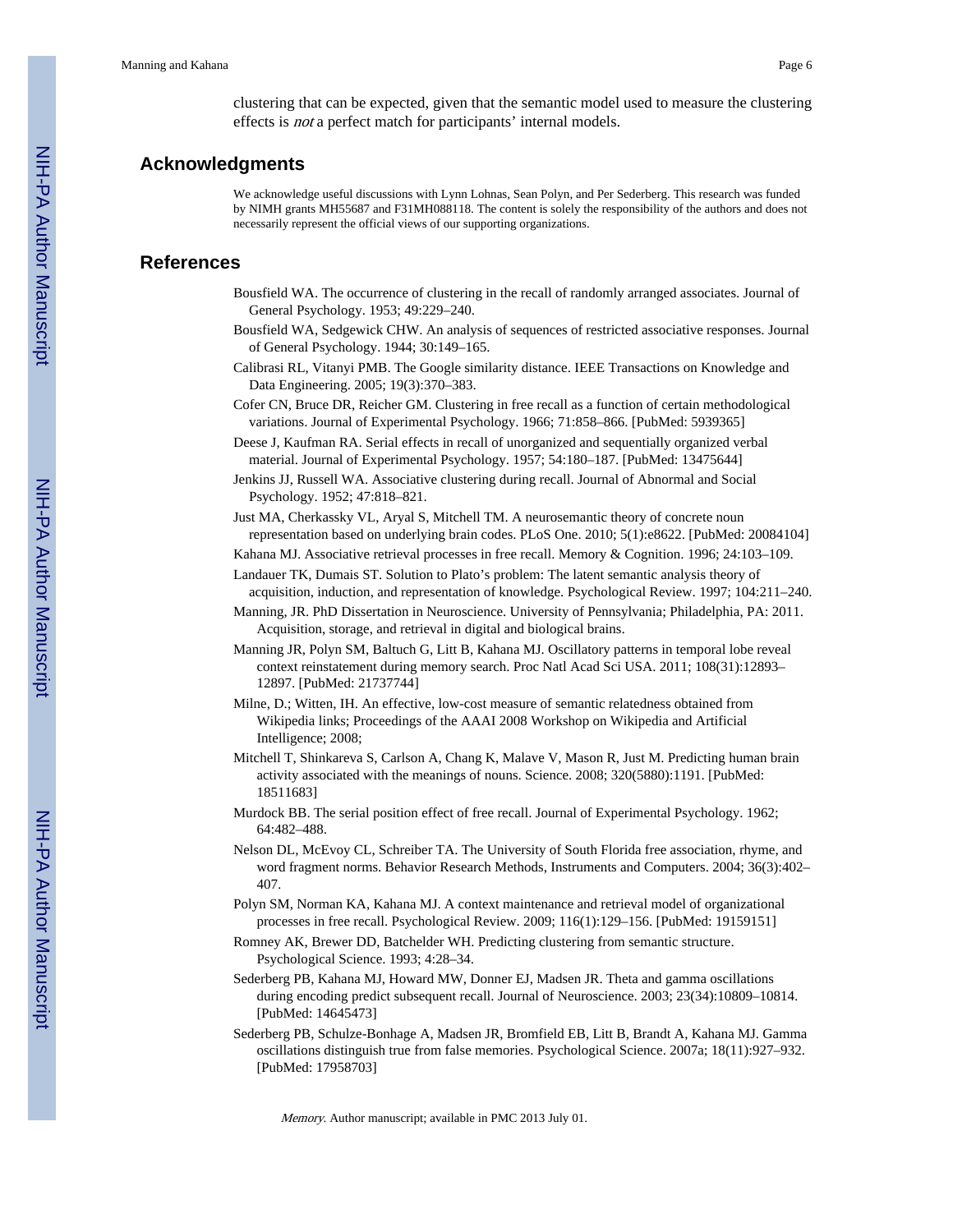clustering that can be expected, given that the semantic model used to measure the clustering effects is *not* a perfect match for participants' internal models.

## Acknowledgments

We acknowledge useful discussions with Lynn Lohnas, Sean Polyn, and Per Sederberg. This research was funded by NIMH grants MH55687 and F31MH088118. The content is solely the responsibility of the authors and does not necessarily represent the official views of our supporting organizations.

## References

Bousfield WA. The occurrence of clustering in the recall of randomly arranged associates. Journal of General Psychology. 1953; 49:229–240.

Bousfield WA, Sedgewick CHW. An analysis of sequences of restricted associative responses. Journal of General Psychology. 1944; 30:149–165.

Calibrasi RL, Vitanyi PMB. The Google similarity distance. IEEE Transactions on Knowledge and Data Engineering. 2005; 19(3):370–383.

Cofer CN, Bruce DR, Reicher GM. Clustering in free recall as a function of certain methodological variations. Journal of Experimental Psychology. 1966; 71:858–866. [PubMed: 5939365]

Deese J, Kaufman RA. Serial effects in recall of unorganized and sequentially organized verbal material. Journal of Experimental Psychology. 1957; 54:180–187. [PubMed: 13475644]

Jenkins JJ, Russell WA. Associative clustering during recall. Journal of Abnormal and Social Psychology. 1952; 47:818–821.

Just MA, Cherkassky VL, Aryal S, Mitchell TM. A neurosemantic theory of concrete noun representation based on underlying brain codes. PLoS One. 2010; 5(1):e8622. [PubMed: 20084104]

Kahana MJ. Associative retrieval processes in free recall. Memory & Cognition. 1996; 24:103–109.

Landauer TK, Dumais ST. Solution to Plato's problem: The latent semantic analysis theory of acquisition, induction, and representation of knowledge. Psychological Review. 1997; 104:211–240.

Manning, JR. PhD Dissertation in Neuroscience. University of Pennsylvania; Philadelphia, PA: 2011. Acquisition, storage, and retrieval in digital and biological brains.

Manning JR, Polyn SM, Baltuch G, Litt B, Kahana MJ. Oscillatory patterns in temporal lobe reveal context reinstatement during memory search. Proc Natl Acad Sci USA. 2011; 108(31):12893–12897. [PubMed: 21737744]

Milne, D.; Witten, IH. An effective, low-cost measure of semantic relatedness obtained from Wikipedia links; Proceedings of the AAAI 2008 Workshop on Wikipedia and Artificial Intelligence; 2008;

Mitchell T, Shinkareva S, Carlson A, Chang K, Malave V, Mason R, Just M. Predicting human brain activity associated with the meanings of nouns. Science. 2008; 320(5880):1191. [PubMed: 18511683]

Murdock BB. The serial position effect of free recall. Journal of Experimental Psychology. 1962; 64:482–488.

Nelson DL, McEvoy CL, Schreiber TA. The University of South Florida free association, rhyme, and word fragment norms. Behavior Research Methods, Instruments and Computers. 2004; 36(3):402–407.

Polyn SM, Norman KA, Kahana MJ. A context maintenance and retrieval model of organizational processes in free recall. Psychological Review. 2009; 116(1):129–156. [PubMed: 19159151]

Romney AK, Brewer DD, Batchelder WH. Predicting clustering from semantic structure. Psychological Science. 1993; 4:28–34.

Sederberg PB, Kahana MJ, Howard MW, Donner EJ, Madsen JR. Theta and gamma oscillations during encoding predict subsequent recall. Journal of Neuroscience. 2003; 23(34):10809–10814. [PubMed: 14645473]

Sederberg PB, Schulze-Bonhage A, Madsen JR, Bromfield EB, Litt B, Brandt A, Kahana MJ. Gamma oscillations distinguish true from false memories. Psychological Science. 2007a; 18(11):927–932. [PubMed: 17958703]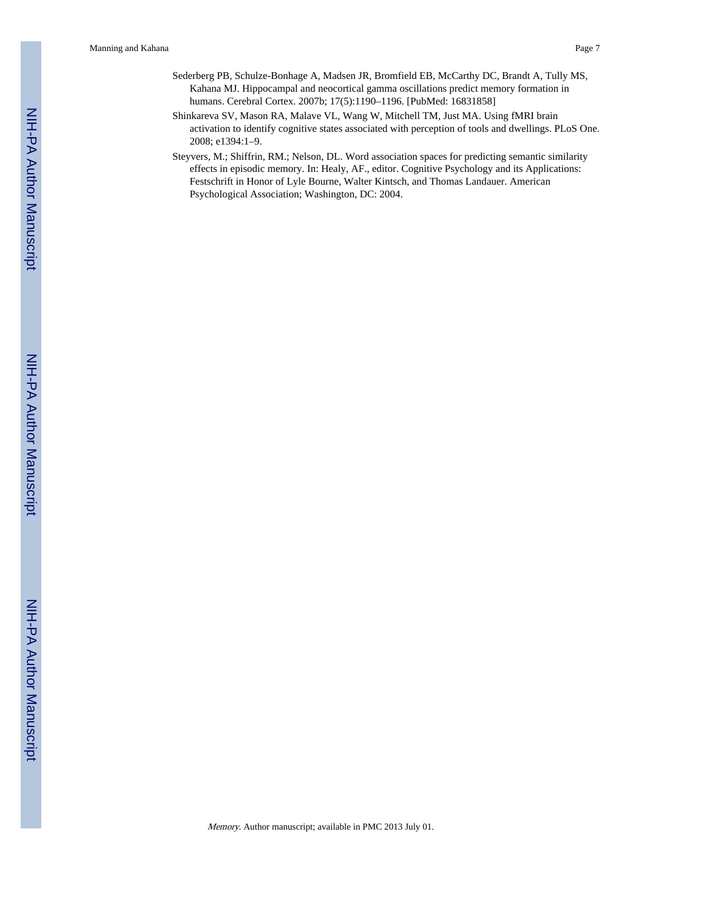Sederberg PB, Schulze-Bonhage A, Madsen JR, Bromfield EB, McCarthy DC, Brandt A, Tully MS, Kahana MJ. Hippocampal and neocortical gamma oscillations predict memory formation in humans. Cerebral Cortex. 2007b; 17(5):1190–1196. [PubMed: 16831858]

Shinkareva SV, Mason RA, Malave VL, Wang W, Mitchell TM, Just MA. Using fMRI brain activation to identify cognitive states associated with perception of tools and dwellings. PLoS One. 2008; e1394:1–9.

Steyvers, M.; Shiffrin, RM.; Nelson, DL. Word association spaces for predicting semantic similarity effects in episodic memory. In: Healy, AF., editor. Cognitive Psychology and its Applications: Festschrift in Honor of Lyle Bourne, Walter Kintsch, and Thomas Landauer. American Psychological Association; Washington, DC: 2004.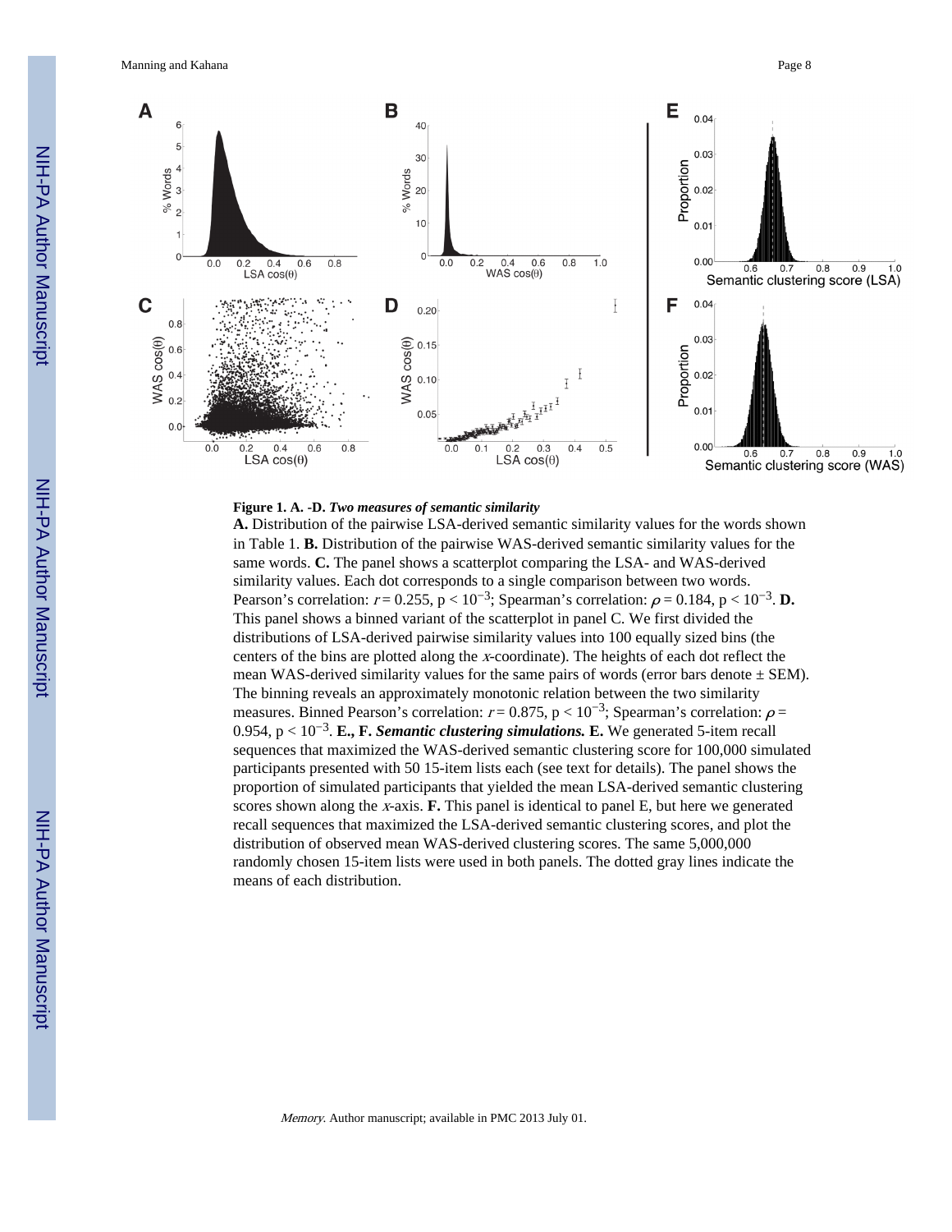**Figure 1. A. -D.** ***Two measures of semantic similarity***

**A.** Distribution of the pairwise LSA-derived semantic similarity values for the words shown in Table 1. **B.** Distribution of the pairwise WAS-derived semantic similarity values for the same words. **C.** The panel shows a scatterplot comparing the LSA- and WAS-derived similarity values. Each dot corresponds to a single comparison between two words. Pearson's correlation: $r = 0.255$, $p < 10^{-3}$; Spearman's correlation: $\rho = 0.184$, $p < 10^{-3}$. **D.** This panel shows a binned variant of the scatterplot in panel C. We first divided the distributions of LSA-derived pairwise similarity values into 100 equally sized bins (the centers of the bins are plotted along the $x$-coordinate). The heights of each dot reflect the mean WAS-derived similarity values for the same pairs of words (error bars denote ± SEM). The binning reveals an approximately monotonic relation between the two similarity measures. Binned Pearson's correlation: $r = 0.875$, $p < 10^{-3}$; Spearman's correlation: $\rho = 0.954$, $p < 10^{-3}$. **E., F.** ***Semantic clustering simulations.*** **E.** We generated 5-item recall sequences that maximized the WAS-derived semantic clustering score for 100,000 simulated participants presented with 50 15-item lists each (see text for details). The panel shows the proportion of simulated participants that yielded the mean LSA-derived semantic clustering scores shown along the $x$-axis. **F.** This panel is identical to panel E, but here we generated recall sequences that maximized the LSA-derived semantic clustering scores, and plot the distribution of observed mean WAS-derived clustering scores. The same 5,000,000 randomly chosen 15-item lists were used in both panels. The dotted gray lines indicate the means of each distribution.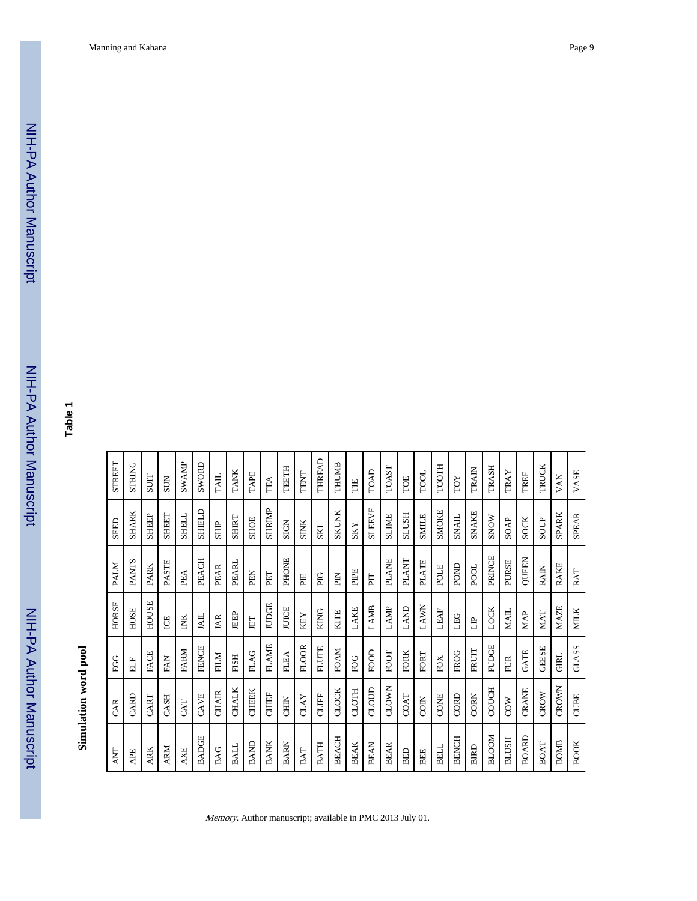**Table 1**

**Simulation word pool**

| | | | | | | |
|---|---|---|---|---|---|---|
| ANT | CAR | EGG | HORSE | PALM | SEED | STREET |
| APE | CARD | ELF | HOSE | PANTS | SHARK | STRING |
| ARK | CART | FACE | HOUSE | PARK | SHEEP | SUIT |
| ARM | CASH | FAN | ICE | PASTE | SHEET | SUN |
| AXE | CAT | FARM | INK | PEA | SHELL | SWAMP |
| BADGE | CAVE | FENCE | JAIL | PEACH | SHIELD | SWORD |
| BAG | CHAIR | FILM | JAR | PEAR | SHIP | TAIL |
| BALL | CHALK | FISH | JEEP | PEARL | SHIRT | TANK |
| BAND | CHEEK | FLAG | JET | PEN | SHOE | TAPE |
| BANK | CHIEF | FLAME | JUDGE | PET | SHRIMP | TEA |
| BARN | CHIN | FLEA | JUICE | PHONE | SIGN | TEETH |
| BAT | CLAY | FLOOR | KEY | PIE | SINK | TENT |
| BATH | CLIFF | FLUTE | KING | PIG | SKI | THREAD |
| BEACH | CLOCK | FOAM | KITE | PIN | SKUNK | THUMB |
| BEAK | CLOTH | FOG | LAKE | PIPE | SKY | TIE |
| BEAN | CLOUD | FOOD | LAMB | PIT | SLEEVE | TOAD |
| BEAR | CLOWN | FOOT | LAMP | PLANE | SLIME | TOAST |
| BED | COAT | FORK | LAND | PLANT | SLUSH | TOE |
| BEE | COIN | FORT | LAWN | PLATE | SMILE | TOOL |
| BELL | CONE | FOX | LEAF | POLE | SMOKE | TOOTH |
| BENCH | CORD | FROG | LEG | POND | SNAIL | TOY |
| BIRD | CORN | FRUIT | LIP | POOL | SNAKE | TRAIN |
| BLOOM | COUCH | FUDGE | LOCK | PRINCE | SNOW | TRASH |
| BLUSH | COW | FUR | MAIL | PURSE | SOAP | TRAY |
| BOARD | CRANE | GATE | MAP | QUEEN | SOCK | TREE |
| BOAT | CROW | GEESE | MAT | RAIN | SOUP | TRUCK |
| BOMB | CROWN | GIRL | MAZE | RAKE | SPARK | VAN |
| BOOK | CUBE | GLASS | MILK | RAT | SPEAR | VASE |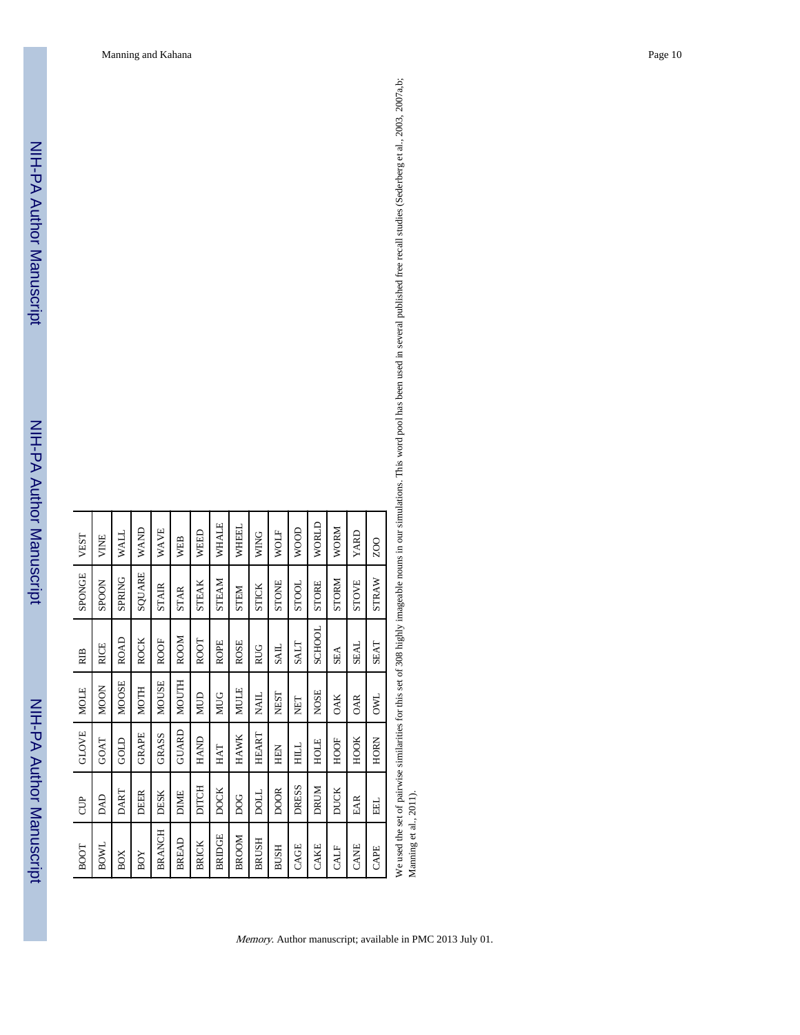| | | | | | | |
|---|---|---|---|---|---|---|
| BOOT | CUP | GLOVE | MOLE | RIB | SPONGE | VEST |
| BOWL | DAD | GOAT | MOON | RICE | SPOON | VINE |
| BOX | DART | GOLD | MOOSE | ROAD | SPRING | WALL |
| BOY | DEER | GRAPE | MOTH | ROCK | SQUARE | WAND |
| BRANCH | DESK | GRASS | MOUSE | ROOF | STAIR | WAVE |
| BREAD | DIME | GUARD | MOUTH | ROOM | STAR | WEB |
| BRICK | DITCH | HAND | MUD | ROOT | STEAK | WEED |
| BRIDGE | DOCK | HAT | MUG | ROPE | STEAM | WHALE |
| BROOM | DOG | HAWK | MULE | ROSE | STEM | WHEEL |
| BRUSH | DOLL | HEART | NAIL | RUG | STICK | WING |
| BUSH | DOOR | HEN | NEST | SAIL | STONE | WOLF |
| CAGE | DRESS | HILL | NET | SALT | STOOL | WOOD |
| CAKE | DRUM | HOLE | NOSE | SCHOOL | STORE | WORLD |
| CALF | DUCK | HOOF | OAK | SEA | STORM | WORM |
| CANE | EAR | HOOK | OAR | SEAL | STOVE | YARD |
| CAPE | EEL | HORN | OWL | SEAT | STRAW | ZOO |

We used the set of pairwise similarities for this set of 308 highly imageable nouns in our simulations. This word pool has been used in several published free recall studies (Sederberg et al., 2003, 2007a,b; Manning et al., 2011).